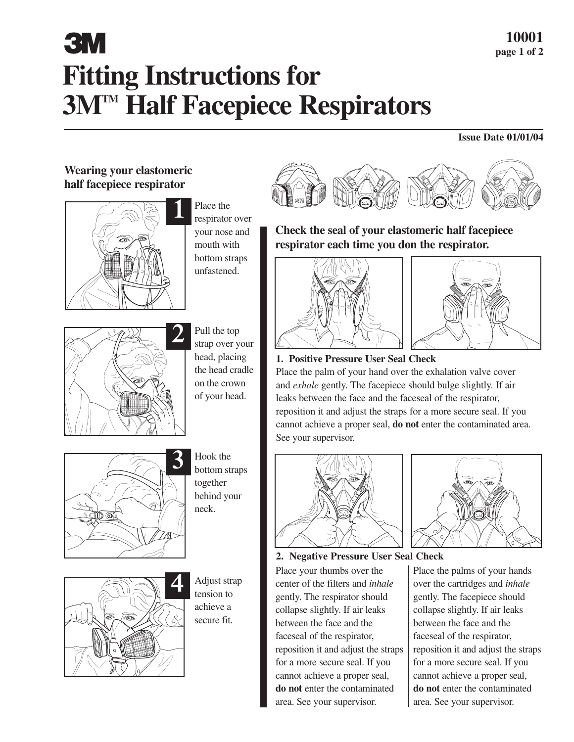# 3M

**10001**

# Fitting Instructions for 3M™ Half Facepiece Respirators

**Issue Date 01/01/04**

## Wearing your elastomeric half facepiece respirator

1. Place the respirator over your nose and mouth with bottom straps unfastened.

2. Pull the top strap over your head, placing the head cradle on the crown of your head.

3. Hook the bottom straps together behind your neck.

4. Adjust strap tension to achieve a secure fit.

## Check the seal of your elastomeric half facepiece respirator each time you don the respirator.

**1. Positive Pressure User Seal Check**

Place the palm of your hand over the exhalation valve cover and *exhale* gently. The facepiece should bulge slightly. If air leaks between the face and the faceseal of the respirator, reposition it and adjust the straps for a more secure seal. If you cannot achieve a proper seal, **do not** enter the contaminated area. See your supervisor.

**2. Negative Pressure User Seal Check**

Place your thumbs over the center of the filters and *inhale* gently. The respirator should collapse slightly. If air leaks between the face and the faceseal of the respirator, reposition it and adjust the straps for a more secure seal. If you cannot achieve a proper seal, **do not** enter the contaminated area. See your supervisor.

Place the palms of your hands over the cartridges and *inhale* gently. The facepiece should collapse slightly. If air leaks between the face and the faceseal of the respirator, reposition it and adjust the straps for a more secure seal. If you cannot achieve a proper seal, **do not** enter the contaminated area. See your supervisor.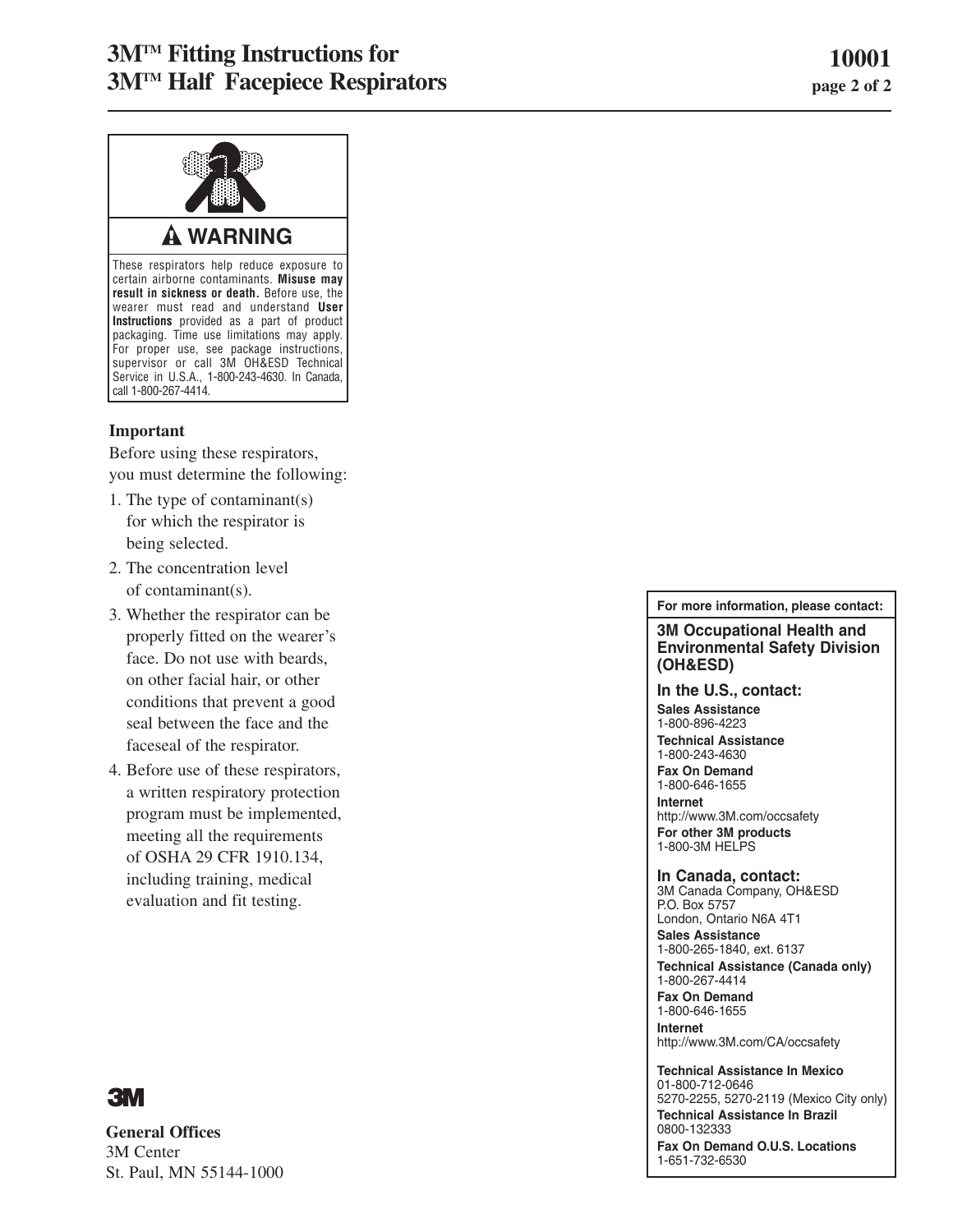## WARNING

These respirators help reduce exposure to certain airborne contaminants. **Misuse may result in sickness or death.** Before use, the wearer must read and understand **User Instructions** provided as a part of product packaging. Time use limitations may apply. For proper use, see package instructions, supervisor or call 3M OH&ESD Technical Service in U.S.A., 1-800-243-4630. In Canada, call 1-800-267-4414.

**Important**

Before using these respirators, you must determine the following:

1. The type of contaminant(s) for which the respirator is being selected.
2. The concentration level of contaminant(s).
3. Whether the respirator can be properly fitted on the wearer's face. Do not use with beards, on other facial hair, or other conditions that prevent a good seal between the face and the faceseal of the respirator.
4. Before use of these respirators, a written respiratory protection program must be implemented, meeting all the requirements of OSHA 29 CFR 1910.134, including training, medical evaluation and fit testing.

**For more information, please contact:**

**3M Occupational Health and Environmental Safety Division (OH&ESD)**

**In the U.S., contact:**

**Sales Assistance**
1-800-896-4223

**Technical Assistance**
1-800-243-4630

**Fax On Demand**
1-800-646-1655

**Internet**
http://www.3M.com/occsafety

**For other 3M products**
1-800-3M HELPS

**In Canada, contact:**
3M Canada Company, OH&ESD
P.O. Box 5757
London, Ontario N6A 4T1

**Sales Assistance**
1-800-265-1840, ext. 6137

**Technical Assistance (Canada only)**
1-800-267-4414

**Fax On Demand**
1-800-646-1655

**Internet**
http://www.3M.com/CA/occsafety

**Technical Assistance In Mexico**
01-800-712-0646
5270-2255, 5270-2119 (Mexico City only)

**Technical Assistance In Brazil**
0800-132333

**Fax On Demand O.U.S. Locations**
1-651-732-6530

3M

**General Offices**
3M Center
St. Paul, MN 55144-1000